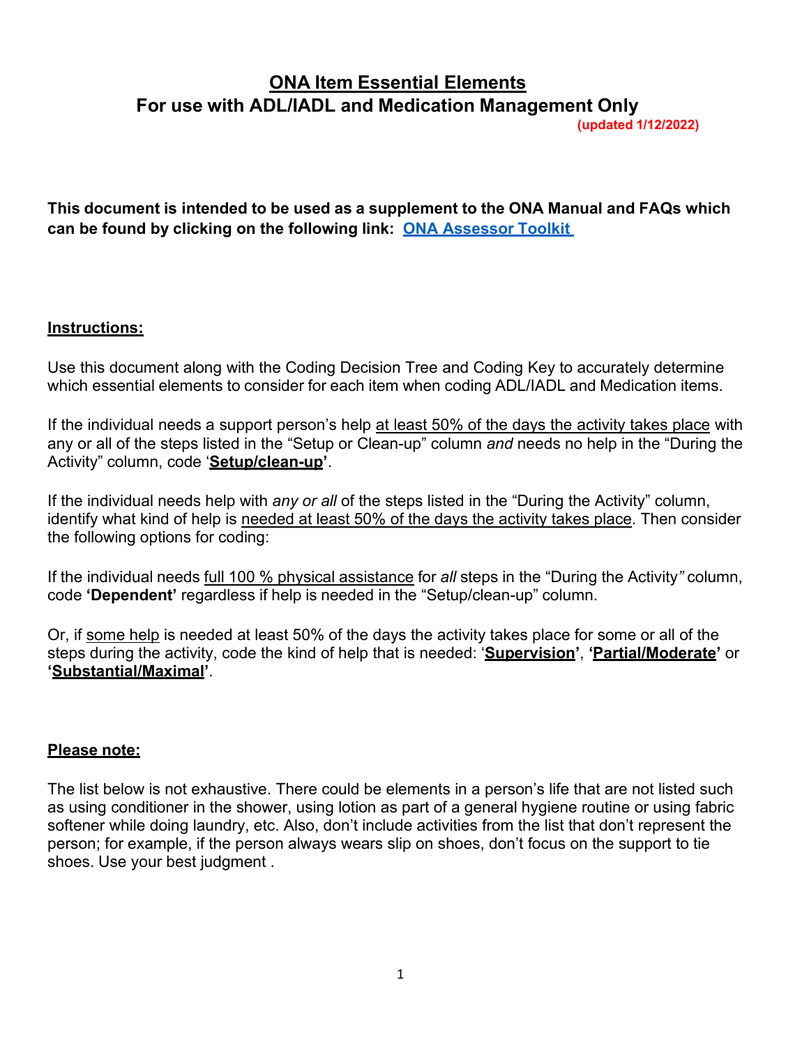# ONA Item Essential Elements

## For use with ADL/IADL and Medication Management Only

(updated 1/12/2022)

**This document is intended to be used as a supplement to the ONA Manual and FAQs which can be found by clicking on the following link: [ONA Assessor Toolkit](ONA Assessor Toolkit)**

**Instructions:**

Use this document along with the Coding Decision Tree and Coding Key to accurately determine which essential elements to consider for each item when coding ADL/IADL and Medication items.

If the individual needs a support person's help at least 50% of the days the activity takes place with any or all of the steps listed in the "Setup or Clean-up" column *and* needs no help in the "During the Activity" column, code '**Setup/clean-up'**.

If the individual needs help with *any or all* of the steps listed in the "During the Activity" column, identify what kind of help is needed at least 50% of the days the activity takes place. Then consider the following options for coding:

If the individual needs full 100 % physical assistance for *all* steps in the "During the Activity*"* column, code **'Dependent'** regardless if help is needed in the "Setup/clean-up" column.

Or, if some help is needed at least 50% of the days the activity takes place for some or all of the steps during the activity, code the kind of help that is needed: '**Supervision'**, **'Partial/Moderate'** or **'Substantial/Maximal'**.

**Please note:**

The list below is not exhaustive. There could be elements in a person's life that are not listed such as using conditioner in the shower, using lotion as part of a general hygiene routine or using fabric softener while doing laundry, etc. Also, don't include activities from the list that don't represent the person; for example, if the person always wears slip on shoes, don't focus on the support to tie shoes. Use your best judgment .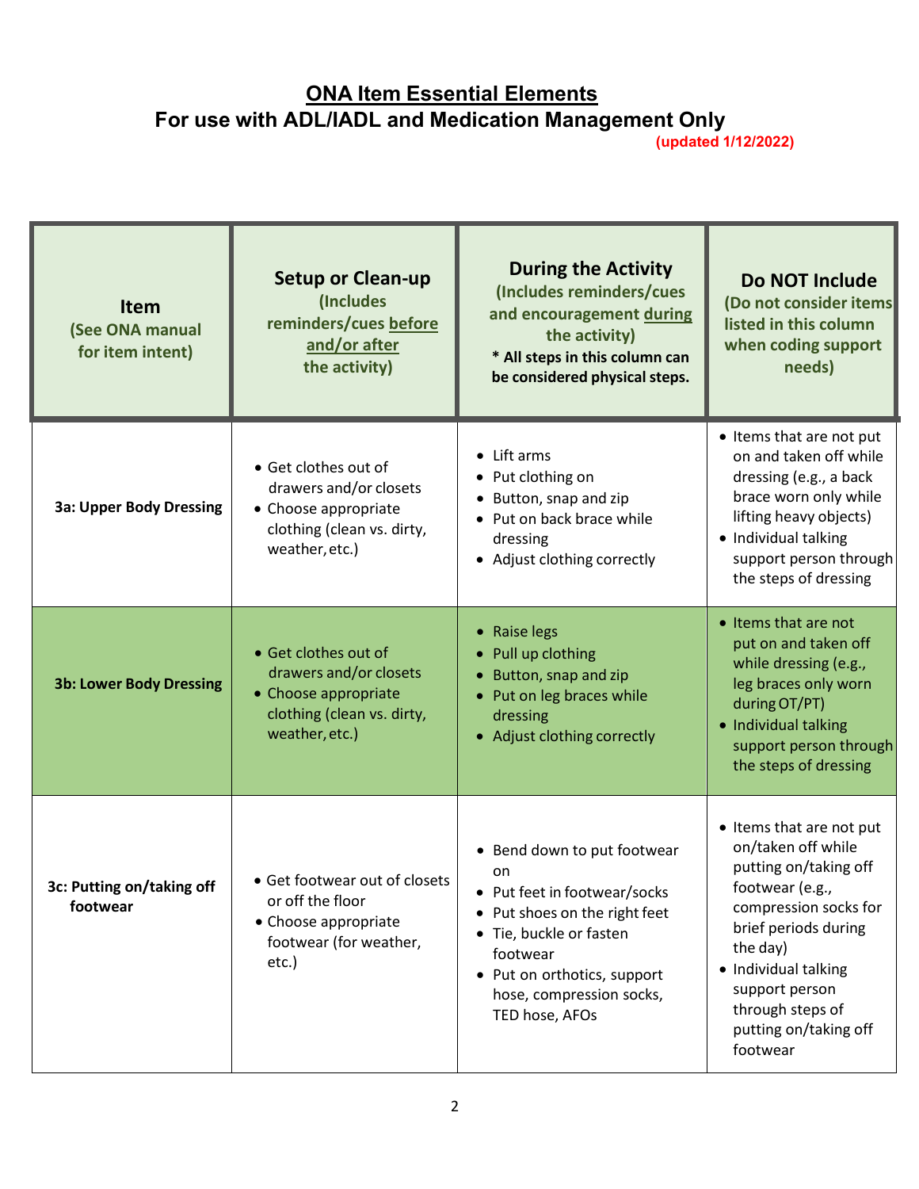# ONA Item Essential Elements
## For use with ADL/IADL and Medication Management Only

(updated 1/12/2022)

| Item (See ONA manual for item intent) | Setup or Clean-up (Includes reminders/cues before and/or after the activity) | During the Activity (Includes reminders/cues and encouragement during the activity) * All steps in this column can be considered physical steps. | Do NOT Include (Do not consider items listed in this column when coding support needs) |
|---|---|---|---|
| **3a: Upper Body Dressing** | • Get clothes out of drawers and/or closets<br>• Choose appropriate clothing (clean vs. dirty, weather, etc.) | • Lift arms<br>• Put clothing on<br>• Button, snap and zip<br>• Put on back brace while dressing<br>• Adjust clothing correctly | • Items that are not put on and taken off while dressing (e.g., a back brace worn only while lifting heavy objects)<br>• Individual talking support person through the steps of dressing |
| **3b: Lower Body Dressing** | • Get clothes out of drawers and/or closets<br>• Choose appropriate clothing (clean vs. dirty, weather, etc.) | • Raise legs<br>• Pull up clothing<br>• Button, snap and zip<br>• Put on leg braces while dressing<br>• Adjust clothing correctly | • Items that are not put on and taken off while dressing (e.g., leg braces only worn during OT/PT)<br>• Individual talking support person through the steps of dressing |
| **3c: Putting on/taking off footwear** | • Get footwear out of closets or off the floor<br>• Choose appropriate footwear (for weather, etc.) | • Bend down to put footwear on<br>• Put feet in footwear/socks<br>• Put shoes on the right feet<br>• Tie, buckle or fasten footwear<br>• Put on orthotics, support hose, compression socks, TED hose, AFOs | • Items that are not put on/taken off while putting on/taking off footwear (e.g., compression socks for brief periods during the day)<br>• Individual talking support person through steps of putting on/taking off footwear |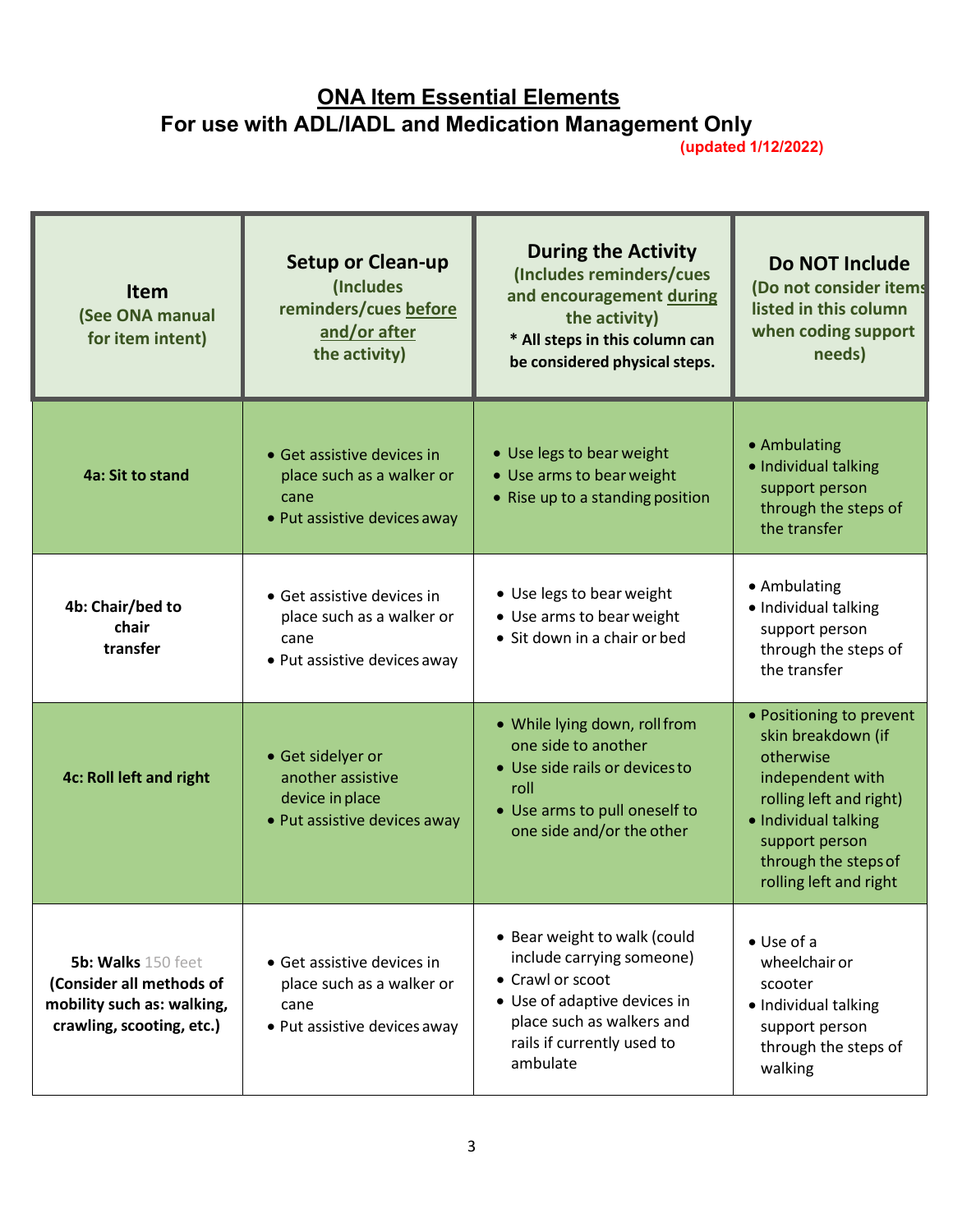# ONA Item Essential Elements
## For use with ADL/IADL and Medication Management Only

(updated 1/12/2022)

| Item (See ONA manual for item intent) | Setup or Clean-up (Includes reminders/cues before and/or after the activity) | During the Activity (Includes reminders/cues and encouragement during the activity) * All steps in this column can be considered physical steps. | Do NOT Include (Do not consider items listed in this column when coding support needs) |
|---|---|---|---|
| **4a: Sit to stand** | • Get assistive devices in place such as a walker or cane<br>• Put assistive devices away | • Use legs to bear weight<br>• Use arms to bear weight<br>• Rise up to a standing position | • Ambulating<br>• Individual talking support person through the steps of the transfer |
| **4b: Chair/bed to chair transfer** | • Get assistive devices in place such as a walker or cane<br>• Put assistive devices away | • Use legs to bear weight<br>• Use arms to bear weight<br>• Sit down in a chair or bed | • Ambulating<br>• Individual talking support person through the steps of the transfer |
| **4c: Roll left and right** | • Get sidelyer or another assistive device in place<br>• Put assistive devices away | • While lying down, roll from one side to another<br>• Use side rails or devices to roll<br>• Use arms to pull oneself to one side and/or the other | • Positioning to prevent skin breakdown (if otherwise independent with rolling left and right)<br>• Individual talking support person through the steps of rolling left and right |
| **5b: Walks** 150 feet **(Consider all methods of mobility such as: walking, crawling, scooting, etc.)** | • Get assistive devices in place such as a walker or cane<br>• Put assistive devices away | • Bear weight to walk (could include carrying someone)<br>• Crawl or scoot<br>• Use of adaptive devices in place such as walkers and rails if currently used to ambulate | • Use of a wheelchair or scooter<br>• Individual talking support person through the steps of walking |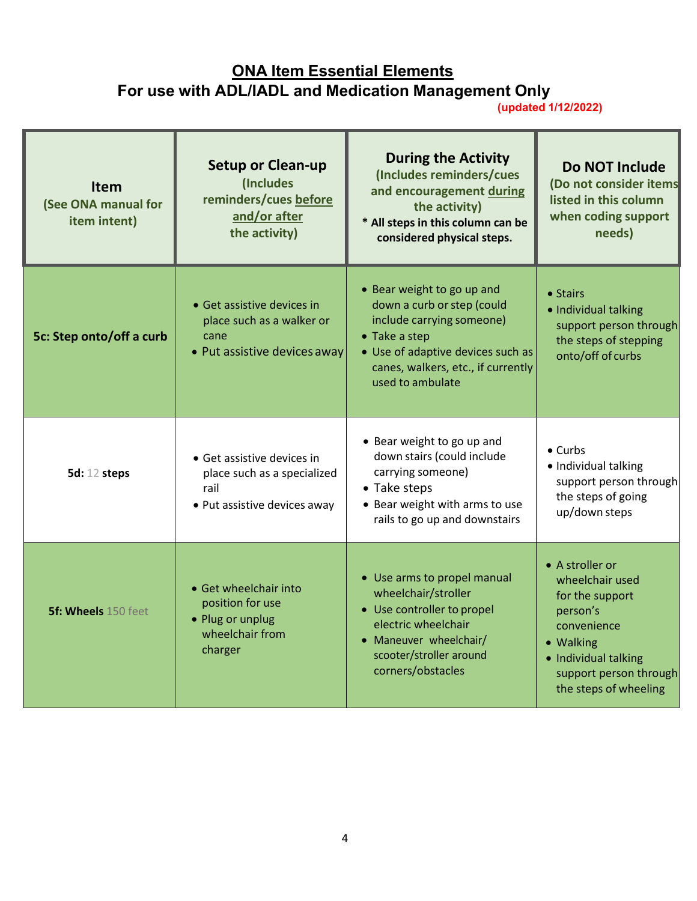# ONA Item Essential Elements

## For use with ADL/IADL and Medication Management Only

(updated 1/12/2022)

| Item (See ONA manual for item intent) | Setup or Clean-up (Includes reminders/cues before and/or after the activity) | During the Activity (Includes reminders/cues and encouragement during the activity) * All steps in this column can be considered physical steps. | Do NOT Include (Do not consider items listed in this column when coding support needs) |
|---|---|---|---|
| **5c: Step onto/off a curb** | • Get assistive devices in place such as a walker or cane<br>• Put assistive devices away | • Bear weight to go up and down a curb or step (could include carrying someone)<br>• Take a step<br>• Use of adaptive devices such as canes, walkers, etc., if currently used to ambulate | • Stairs<br>• Individual talking support person through the steps of stepping onto/off of curbs |
| **5d:** 12 **steps** | • Get assistive devices in place such as a specialized rail<br>• Put assistive devices away | • Bear weight to go up and down stairs (could include carrying someone)<br>• Take steps<br>• Bear weight with arms to use rails to go up and downstairs | • Curbs<br>• Individual talking support person through the steps of going up/down steps |
| **5f: Wheels** 150 feet | • Get wheelchair into position for use<br>• Plug or unplug wheelchair from charger | • Use arms to propel manual wheelchair/stroller<br>• Use controller to propel electric wheelchair<br>• Maneuver wheelchair/ scooter/stroller around corners/obstacles | • A stroller or wheelchair used for the support person's convenience<br>• Walking<br>• Individual talking support person through the steps of wheeling |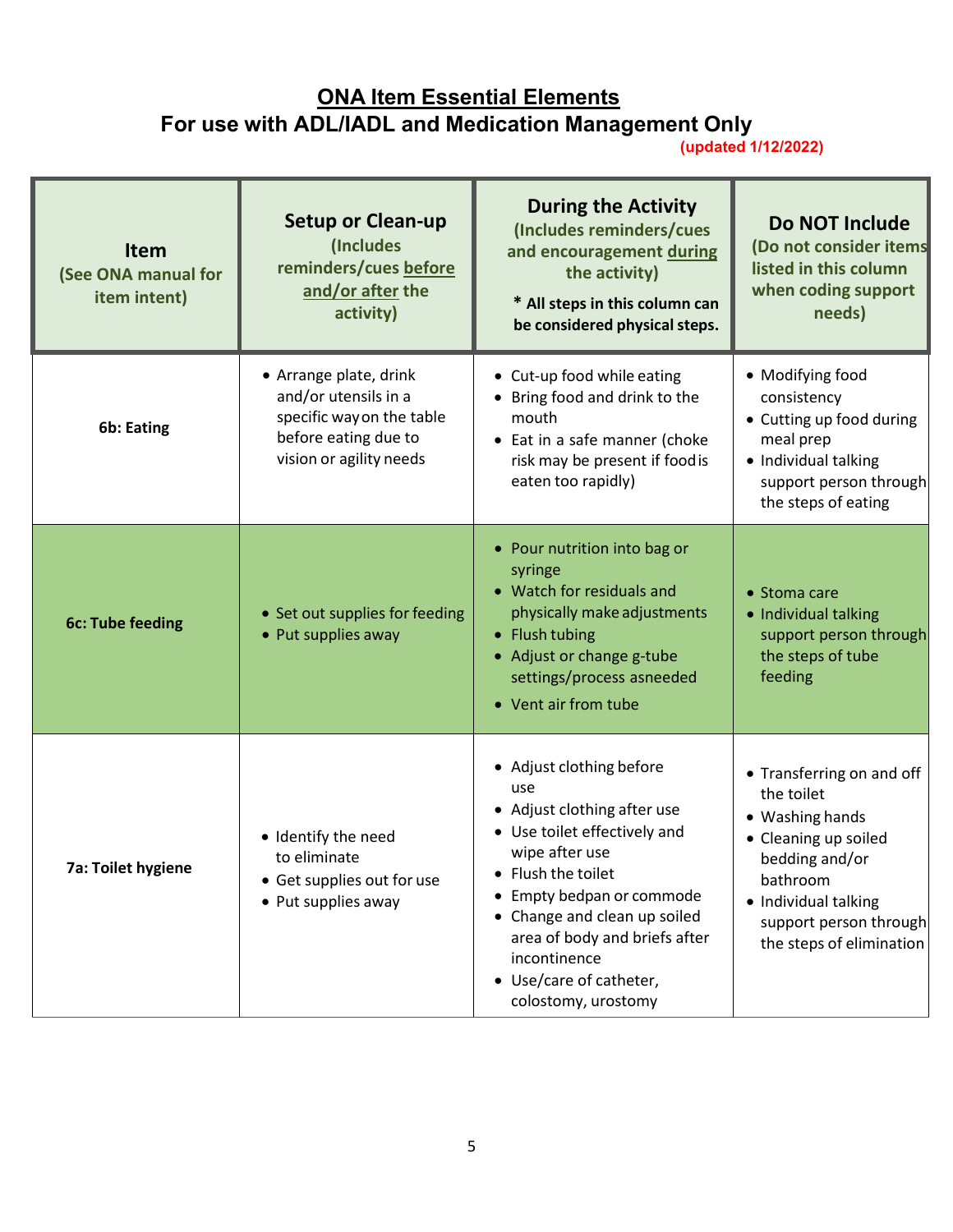# ONA Item Essential Elements

## For use with ADL/IADL and Medication Management Only

(updated 1/12/2022)

| Item (See ONA manual for item intent) | Setup or Clean-up (Includes reminders/cues before and/or after the activity) | During the Activity (Includes reminders/cues and encouragement during the activity) * All steps in this column can be considered physical steps. | Do NOT Include (Do not consider items listed in this column when coding support needs) |
|---|---|---|---|
| **6b: Eating** | • Arrange plate, drink and/or utensils in a specific way on the table before eating due to vision or agility needs | • Cut-up food while eating<br>• Bring food and drink to the mouth<br>• Eat in a safe manner (choke risk may be present if food is eaten too rapidly) | • Modifying food consistency<br>• Cutting up food during meal prep<br>• Individual talking support person through the steps of eating |
| **6c: Tube feeding** | • Set out supplies for feeding<br>• Put supplies away | • Pour nutrition into bag or syringe<br>• Watch for residuals and physically make adjustments<br>• Flush tubing<br>• Adjust or change g-tube settings/process asneeded<br>• Vent air from tube | • Stoma care<br>• Individual talking support person through the steps of tube feeding |
| **7a: Toilet hygiene** | • Identify the need to eliminate<br>• Get supplies out for use<br>• Put supplies away | • Adjust clothing before use<br>• Adjust clothing after use<br>• Use toilet effectively and wipe after use<br>• Flush the toilet<br>• Empty bedpan or commode<br>• Change and clean up soiled area of body and briefs after incontinence<br>• Use/care of catheter, colostomy, urostomy | • Transferring on and off the toilet<br>• Washing hands<br>• Cleaning up soiled bedding and/or bathroom<br>• Individual talking support person through the steps of elimination |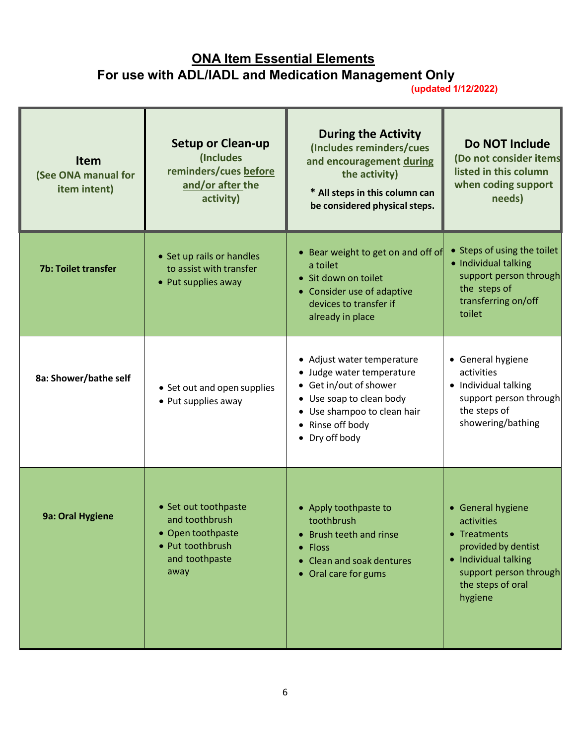# ONA Item Essential Elements

## For use with ADL/IADL and Medication Management Only

(updated 1/12/2022)

| Item (See ONA manual for item intent) | Setup or Clean-up (Includes reminders/cues before and/or after the activity) | During the Activity (Includes reminders/cues and encouragement during the activity) * All steps in this column can be considered physical steps. | Do NOT Include (Do not consider items listed in this column when coding support needs) |
|---|---|---|---|
| **7b: Toilet transfer** | • Set up rails or handles to assist with transfer<br>• Put supplies away | • Bear weight to get on and off of a toilet<br>• Sit down on toilet<br>• Consider use of adaptive devices to transfer if already in place | • Steps of using the toilet<br>• Individual talking support person through the steps of transferring on/off toilet |
| **8a: Shower/bathe self** | • Set out and open supplies<br>• Put supplies away | • Adjust water temperature<br>• Judge water temperature<br>• Get in/out of shower<br>• Use soap to clean body<br>• Use shampoo to clean hair<br>• Rinse off body<br>• Dry off body | • General hygiene activities<br>• Individual talking support person through the steps of showering/bathing |
| **9a: Oral Hygiene** | • Set out toothpaste and toothbrush<br>• Open toothpaste<br>• Put toothbrush and toothpaste away | • Apply toothpaste to toothbrush<br>• Brush teeth and rinse<br>• Floss<br>• Clean and soak dentures<br>• Oral care for gums | • General hygiene activities<br>• Treatments provided by dentist<br>• Individual talking support person through the steps of oral hygiene |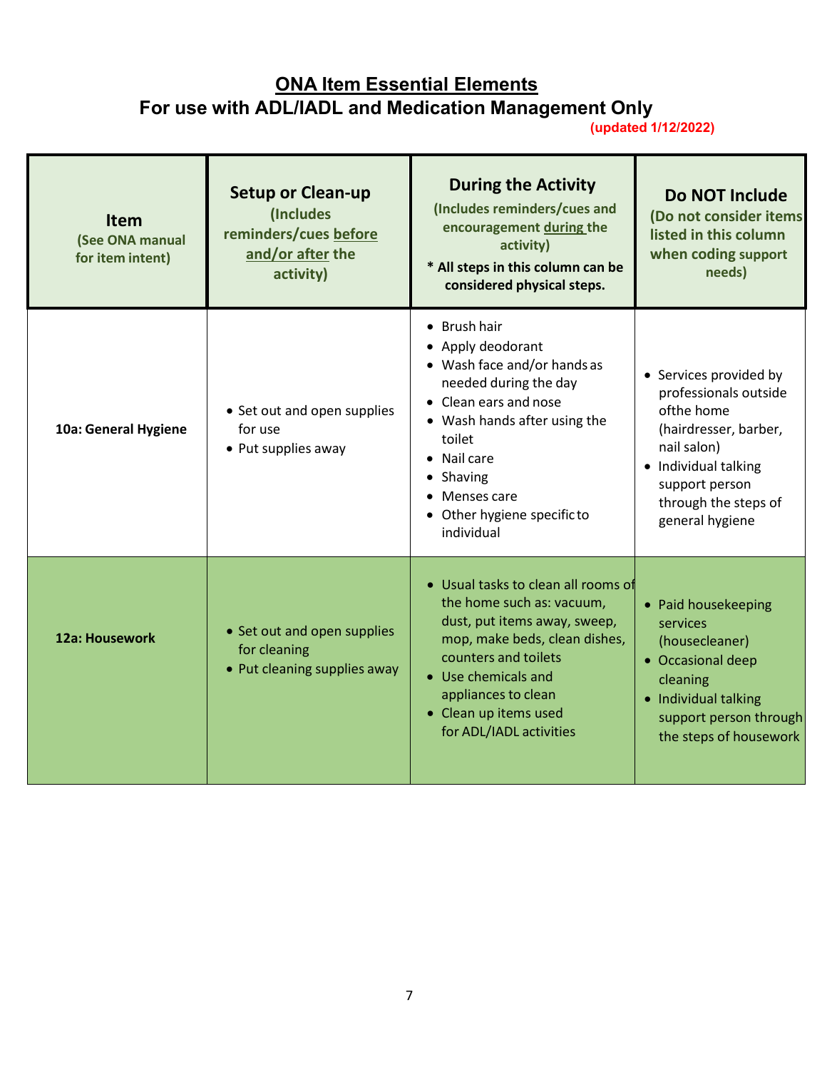## ONA Item Essential Elements

## For use with ADL/IADL and Medication Management Only

(updated 1/12/2022)

| Item (See ONA manual for item intent) | Setup or Clean-up (Includes reminders/cues before and/or after the activity) | During the Activity (Includes reminders/cues and encouragement during the activity) * All steps in this column can be considered physical steps. | Do NOT Include (Do not consider items listed in this column when coding support needs) |
|---|---|---|---|
| **10a: General Hygiene** | • Set out and open supplies for use<br>• Put supplies away | • Brush hair<br>• Apply deodorant<br>• Wash face and/or hands as needed during the day<br>• Clean ears and nose<br>• Wash hands after using the toilet<br>• Nail care<br>• Shaving<br>• Menses care<br>• Other hygiene specific to individual | • Services provided by professionals outside ofthe home (hairdresser, barber, nail salon)<br>• Individual talking support person through the steps of general hygiene |
| **12a: Housework** | • Set out and open supplies for cleaning<br>• Put cleaning supplies away | • Usual tasks to clean all rooms of the home such as: vacuum, dust, put items away, sweep, mop, make beds, clean dishes, counters and toilets<br>• Use chemicals and appliances to clean<br>• Clean up items used for ADL/IADL activities | • Paid housekeeping services (housecleaner)<br>• Occasional deep cleaning<br>• Individual talking support person through the steps of housework |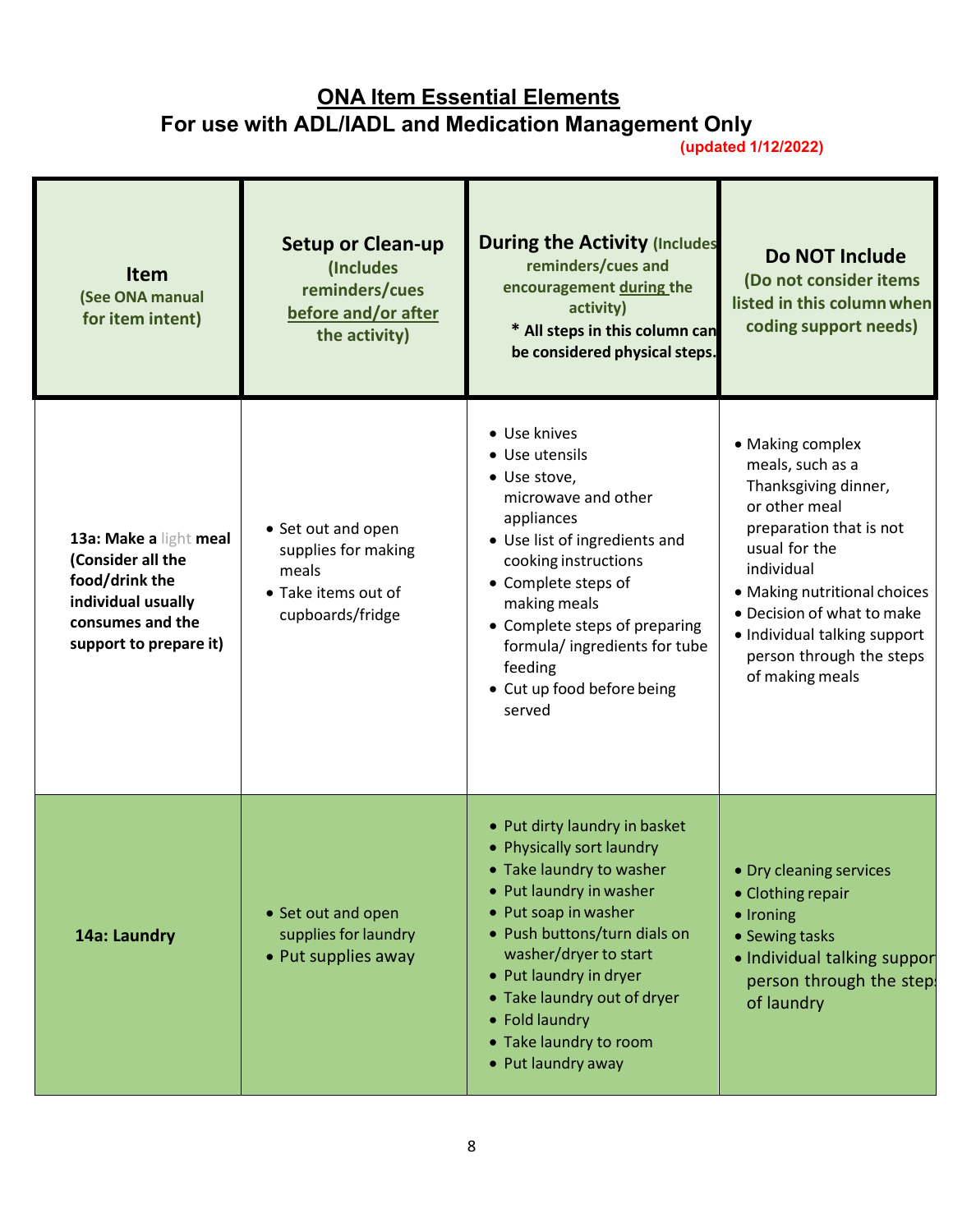# ONA Item Essential Elements

## For use with ADL/IADL and Medication Management Only

(updated 1/12/2022)

| Item (See ONA manual for item intent) | Setup or Clean-up (Includes reminders/cues before and/or after the activity) | During the Activity (Includes reminders/cues and encouragement during the activity) * All steps in this column can be considered physical steps. | Do NOT Include (Do not consider items listed in this column when coding support needs) |
|---|---|---|---|
| **13a: Make a light meal (Consider all the food/drink the individual usually consumes and the support to prepare it)** | • Set out and open supplies for making meals<br>• Take items out of cupboards/fridge | • Use knives<br>• Use utensils<br>• Use stove, microwave and other appliances<br>• Use list of ingredients and cooking instructions<br>• Complete steps of making meals<br>• Complete steps of preparing formula/ ingredients for tube feeding<br>• Cut up food before being served | • Making complex meals, such as a Thanksgiving dinner, or other meal preparation that is not usual for the individual<br>• Making nutritional choices<br>• Decision of what to make<br>• Individual talking support person through the steps of making meals |
| **14a: Laundry** | • Set out and open supplies for laundry<br>• Put supplies away | • Put dirty laundry in basket<br>• Physically sort laundry<br>• Take laundry to washer<br>• Put laundry in washer<br>• Put soap in washer<br>• Push buttons/turn dials on washer/dryer to start<br>• Put laundry in dryer<br>• Take laundry out of dryer<br>• Fold laundry<br>• Take laundry to room<br>• Put laundry away | • Dry cleaning services<br>• Clothing repair<br>• Ironing<br>• Sewing tasks<br>• Individual talking support person through the steps of laundry |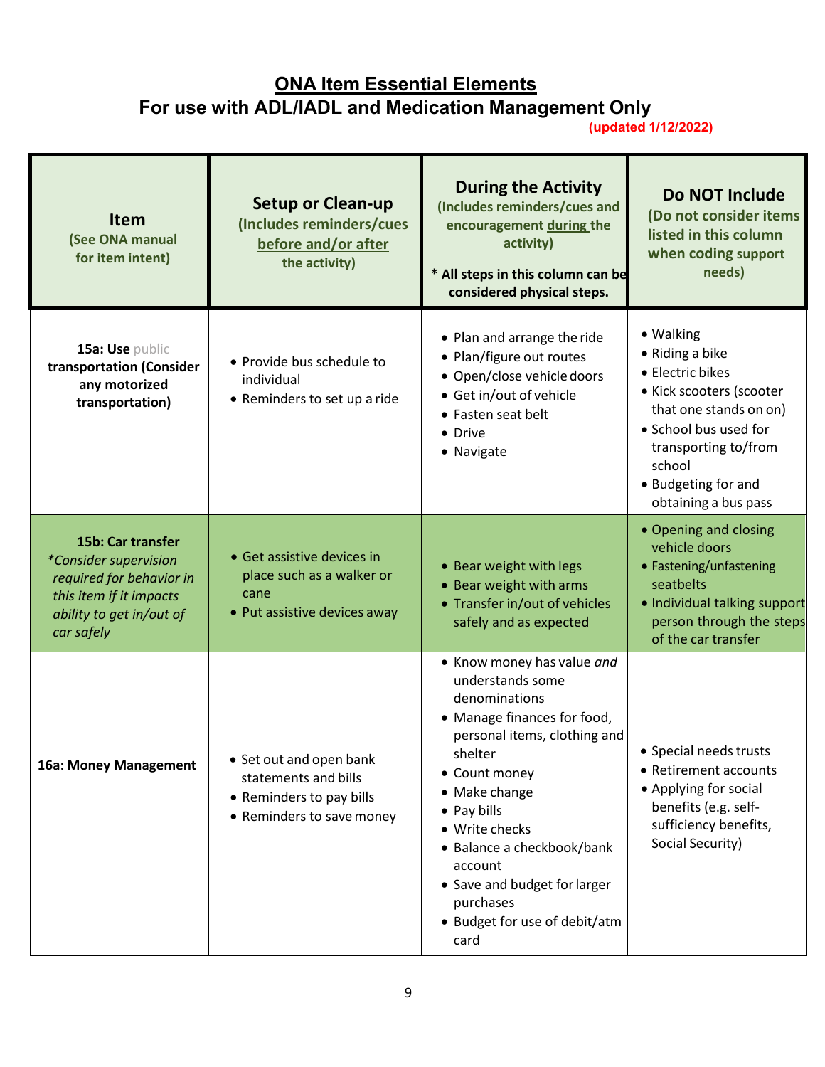# ONA Item Essential Elements

## For use with ADL/IADL and Medication Management Only

(updated 1/12/2022)

| Item (See ONA manual for item intent) | Setup or Clean-up (Includes reminders/cues before and/or after the activity) | During the Activity (Includes reminders/cues and encouragement during the activity) * All steps in this column can be considered physical steps. | Do NOT Include (Do not consider items listed in this column when coding support needs) |
|---|---|---|---|
| **15a: Use public transportation (Consider any motorized transportation)** | • Provide bus schedule to individual<br>• Reminders to set up a ride | • Plan and arrange the ride<br>• Plan/figure out routes<br>• Open/close vehicle doors<br>• Get in/out of vehicle<br>• Fasten seat belt<br>• Drive<br>• Navigate | • Walking<br>• Riding a bike<br>• Electric bikes<br>• Kick scooters (scooter that one stands on on)<br>• School bus used for transporting to/from school<br>• Budgeting for and obtaining a bus pass |
| **15b: Car transfer** *\*Consider supervision required for behavior in this item if it impacts ability to get in/out of car safely* | • Get assistive devices in place such as a walker or cane<br>• Put assistive devices away | • Bear weight with legs<br>• Bear weight with arms<br>• Transfer in/out of vehicles safely and as expected | • Opening and closing vehicle doors<br>• Fastening/unfastening seatbelts<br>• Individual talking support person through the steps of the car transfer |
| **16a: Money Management** | • Set out and open bank statements and bills<br>• Reminders to pay bills<br>• Reminders to save money | • Know money has value *and* understands some denominations<br>• Manage finances for food, personal items, clothing and shelter<br>• Count money<br>• Make change<br>• Pay bills<br>• Write checks<br>• Balance a checkbook/bank account<br>• Save and budget for larger purchases<br>• Budget for use of debit/atm card | • Special needs trusts<br>• Retirement accounts<br>• Applying for social benefits (e.g. self-sufficiency benefits, Social Security) |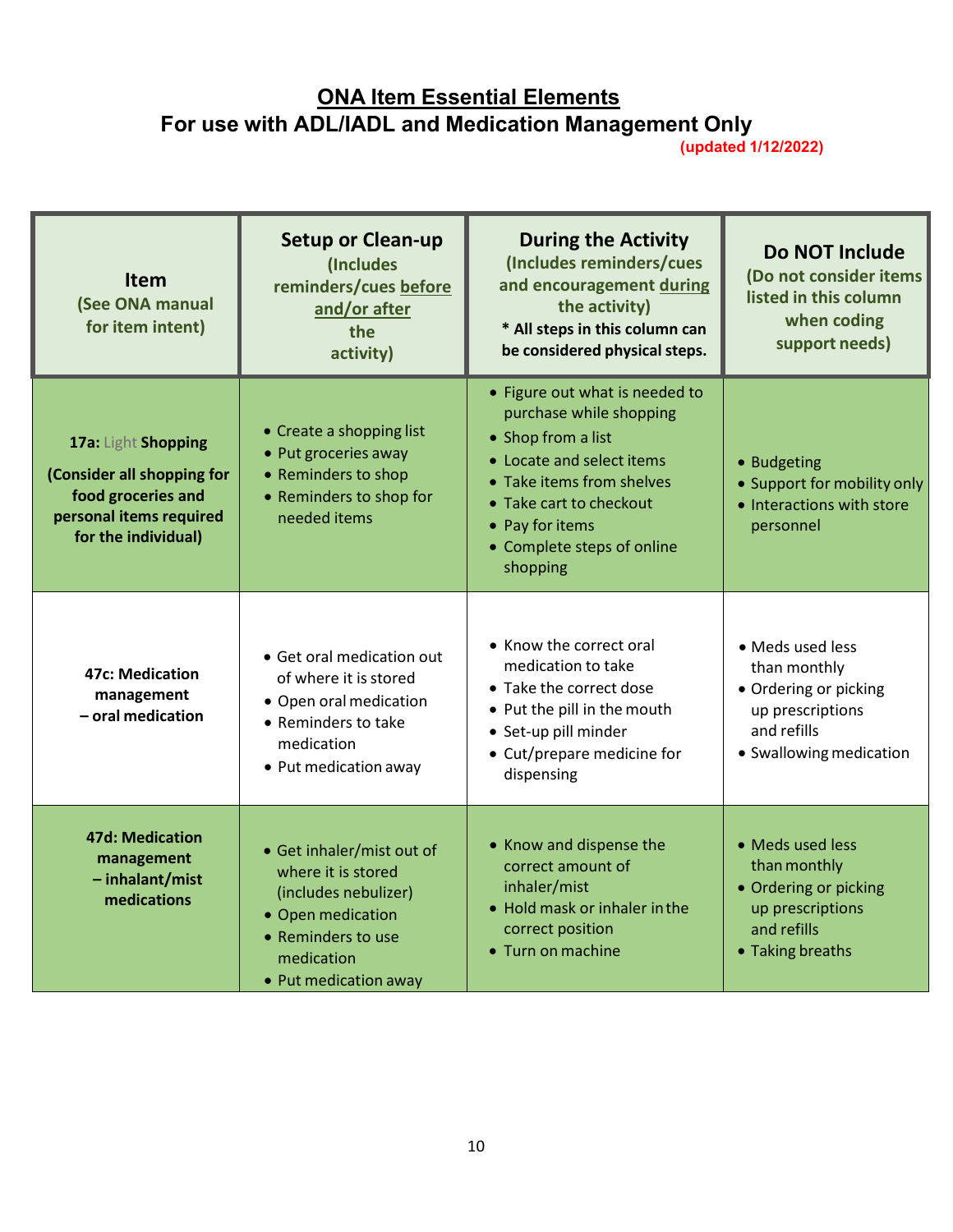# ONA Item Essential Elements

## For use with ADL/IADL and Medication Management Only

(updated 1/12/2022)

| Item (See ONA manual for item intent) | Setup or Clean-up (Includes reminders/cues before and/or after the activity) | During the Activity (Includes reminders/cues and encouragement during the activity) * All steps in this column can be considered physical steps. | Do NOT Include (Do not consider items listed in this column when coding support needs) |
|---|---|---|---|
| **17a: Light Shopping** **(Consider all shopping for food groceries and personal items required for the individual)** | • Create a shopping list<br>• Put groceries away<br>• Reminders to shop<br>• Reminders to shop for needed items | • Figure out what is needed to purchase while shopping<br>• Shop from a list<br>• Locate and select items<br>• Take items from shelves<br>• Take cart to checkout<br>• Pay for items<br>• Complete steps of online shopping | • Budgeting<br>• Support for mobility only<br>• Interactions with store personnel |
| **47c: Medication management – oral medication** | • Get oral medication out of where it is stored<br>• Open oral medication<br>• Reminders to take medication<br>• Put medication away | • Know the correct oral medication to take<br>• Take the correct dose<br>• Put the pill in the mouth<br>• Set-up pill minder<br>• Cut/prepare medicine for dispensing | • Meds used less than monthly<br>• Ordering or picking up prescriptions and refills<br>• Swallowing medication |
| **47d: Medication management – inhalant/mist medications** | • Get inhaler/mist out of where it is stored (includes nebulizer)<br>• Open medication<br>• Reminders to use medication<br>• Put medication away | • Know and dispense the correct amount of inhaler/mist<br>• Hold mask or inhaler in the correct position<br>• Turn on machine | • Meds used less than monthly<br>• Ordering or picking up prescriptions and refills<br>• Taking breaths |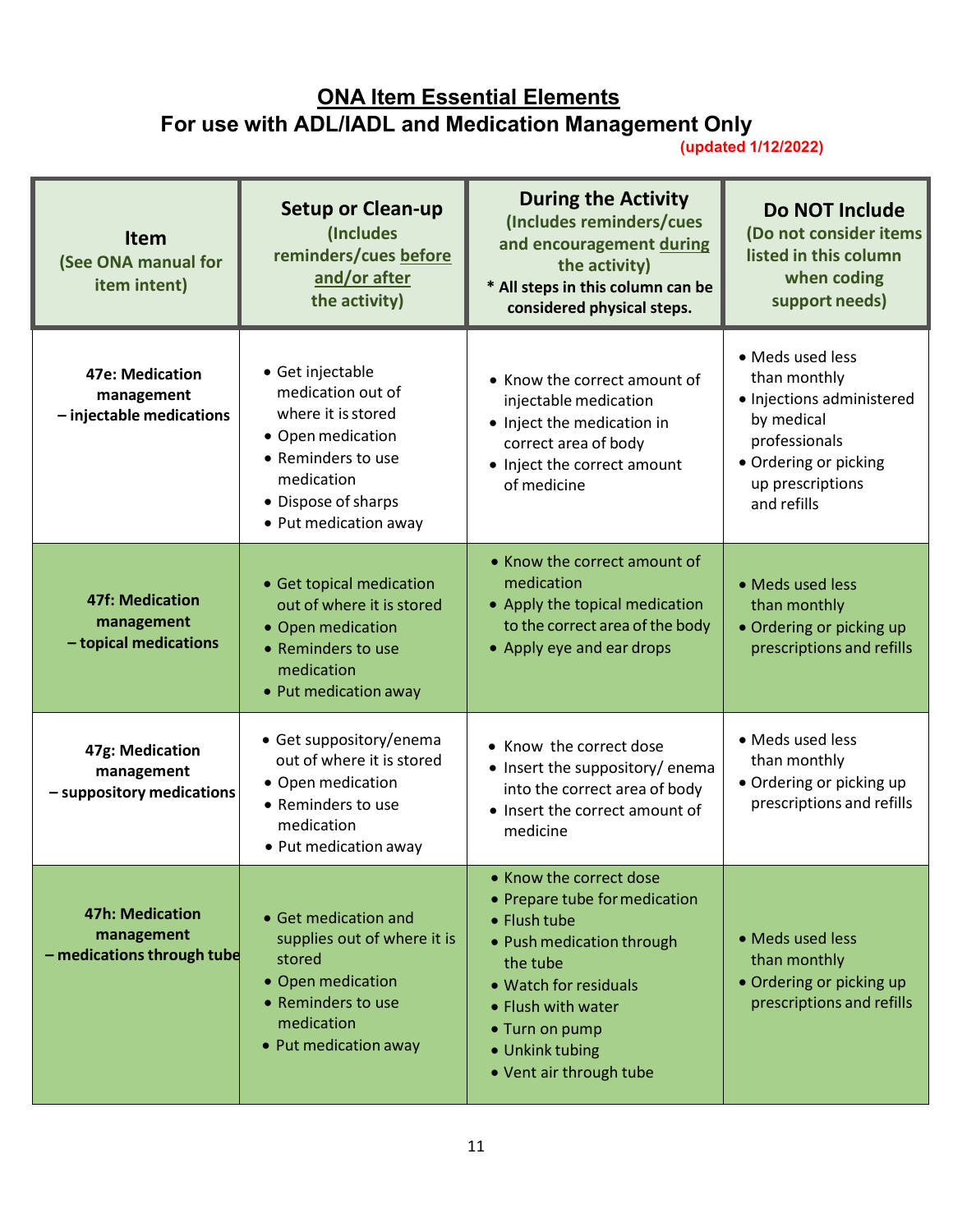## ONA Item Essential Elements

### For use with ADL/IADL and Medication Management Only

(updated 1/12/2022)

| Item (See ONA manual for item intent) | Setup or Clean-up (Includes reminders/cues before and/or after the activity) | During the Activity (Includes reminders/cues and encouragement during the activity) * All steps in this column can be considered physical steps. | Do NOT Include (Do not consider items listed in this column when coding support needs) |
|---|---|---|---|
| **47e: Medication management – injectable medications** | • Get injectable medication out of where it is stored<br>• Open medication<br>• Reminders to use medication<br>• Dispose of sharps<br>• Put medication away | • Know the correct amount of injectable medication<br>• Inject the medication in correct area of body<br>• Inject the correct amount of medicine | • Meds used less than monthly<br>• Injections administered by medical professionals<br>• Ordering or picking up prescriptions and refills |
| **47f: Medication management – topical medications** | • Get topical medication out of where it is stored<br>• Open medication<br>• Reminders to use medication<br>• Put medication away | • Know the correct amount of medication<br>• Apply the topical medication to the correct area of the body<br>• Apply eye and ear drops | • Meds used less than monthly<br>• Ordering or picking up prescriptions and refills |
| **47g: Medication management – suppository medications** | • Get suppository/enema out of where it is stored<br>• Open medication<br>• Reminders to use medication<br>• Put medication away | • Know the correct dose<br>• Insert the suppository/ enema into the correct area of body<br>• Insert the correct amount of medicine | • Meds used less than monthly<br>• Ordering or picking up prescriptions and refills |
| **47h: Medication management – medications through tube** | • Get medication and supplies out of where it is stored<br>• Open medication<br>• Reminders to use medication<br>• Put medication away | • Know the correct dose<br>• Prepare tube for medication<br>• Flush tube<br>• Push medication through the tube<br>• Watch for residuals<br>• Flush with water<br>• Turn on pump<br>• Unkink tubing<br>• Vent air through tube | • Meds used less than monthly<br>• Ordering or picking up prescriptions and refills |